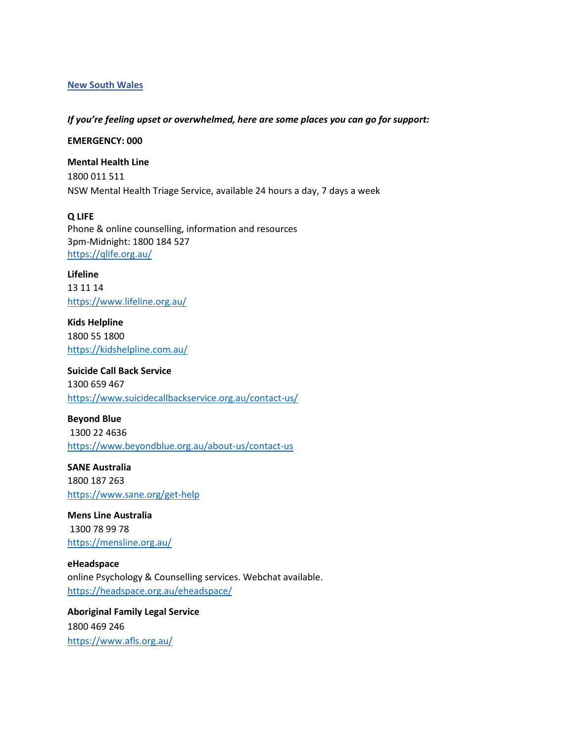## New South Wales

***If you're feeling upset or overwhelmed, here are some places you can go for support:***

**EMERGENCY: 000**

**Mental Health Line**
1800 011 511
NSW Mental Health Triage Service, available 24 hours a day, 7 days a week

**Q LIFE**
Phone & online counselling, information and resources
3pm-Midnight: 1800 184 527
https://qlife.org.au/

**Lifeline**
13 11 14
https://www.lifeline.org.au/

**Kids Helpline**
1800 55 1800
https://kidshelpline.com.au/

**Suicide Call Back Service**
1300 659 467
https://www.suicidecallbackservice.org.au/contact-us/

**Beyond Blue**
1300 22 4636
https://www.beyondblue.org.au/about-us/contact-us

**SANE Australia**
1800 187 263
https://www.sane.org/get-help

**Mens Line Australia**
1300 78 99 78
https://mensline.org.au/

**eHeadspace**
online Psychology & Counselling services. Webchat available.
https://headspace.org.au/eheadspace/

**Aboriginal Family Legal Service**
1800 469 246
https://www.afls.org.au/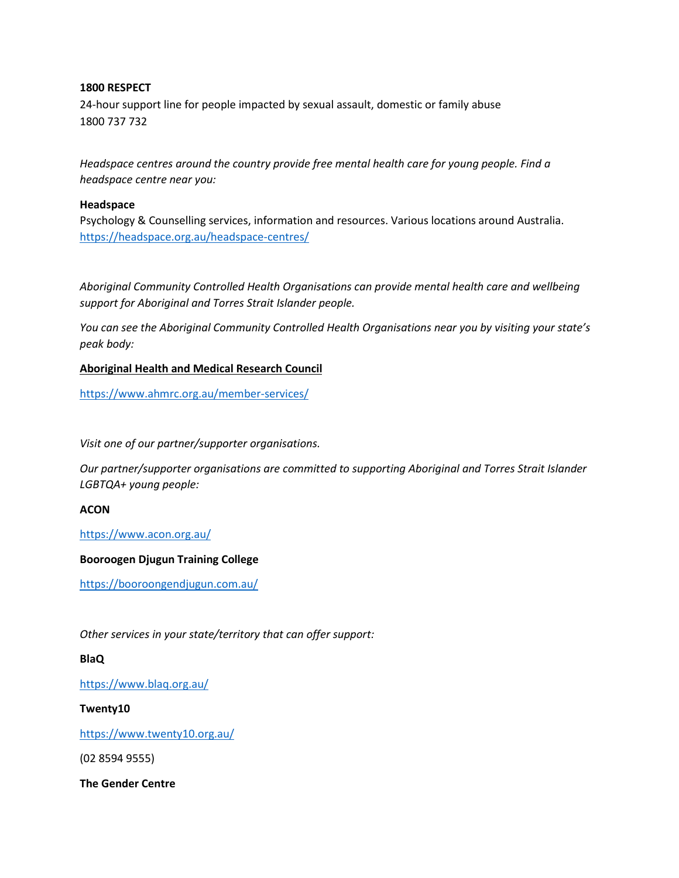**1800 RESPECT**
24-hour support line for people impacted by sexual assault, domestic or family abuse
1800 737 732

*Headspace centres around the country provide free mental health care for young people. Find a headspace centre near you:*

**Headspace**
Psychology & Counselling services, information and resources. Various locations around Australia.
https://headspace.org.au/headspace-centres/

*Aboriginal Community Controlled Health Organisations can provide mental health care and wellbeing support for Aboriginal and Torres Strait Islander people.*

*You can see the Aboriginal Community Controlled Health Organisations near you by visiting your state's peak body:*

**Aboriginal Health and Medical Research Council**

https://www.ahmrc.org.au/member-services/

*Visit one of our partner/supporter organisations.*

*Our partner/supporter organisations are committed to supporting Aboriginal and Torres Strait Islander LGBTQA+ young people:*

**ACON**

https://www.acon.org.au/

**Booroogen Djugun Training College**

https://booroongendjugun.com.au/

*Other services in your state/territory that can offer support:*

**BlaQ**

https://www.blaq.org.au/

**Twenty10**

https://www.twenty10.org.au/

(02 8594 9555)

**The Gender Centre**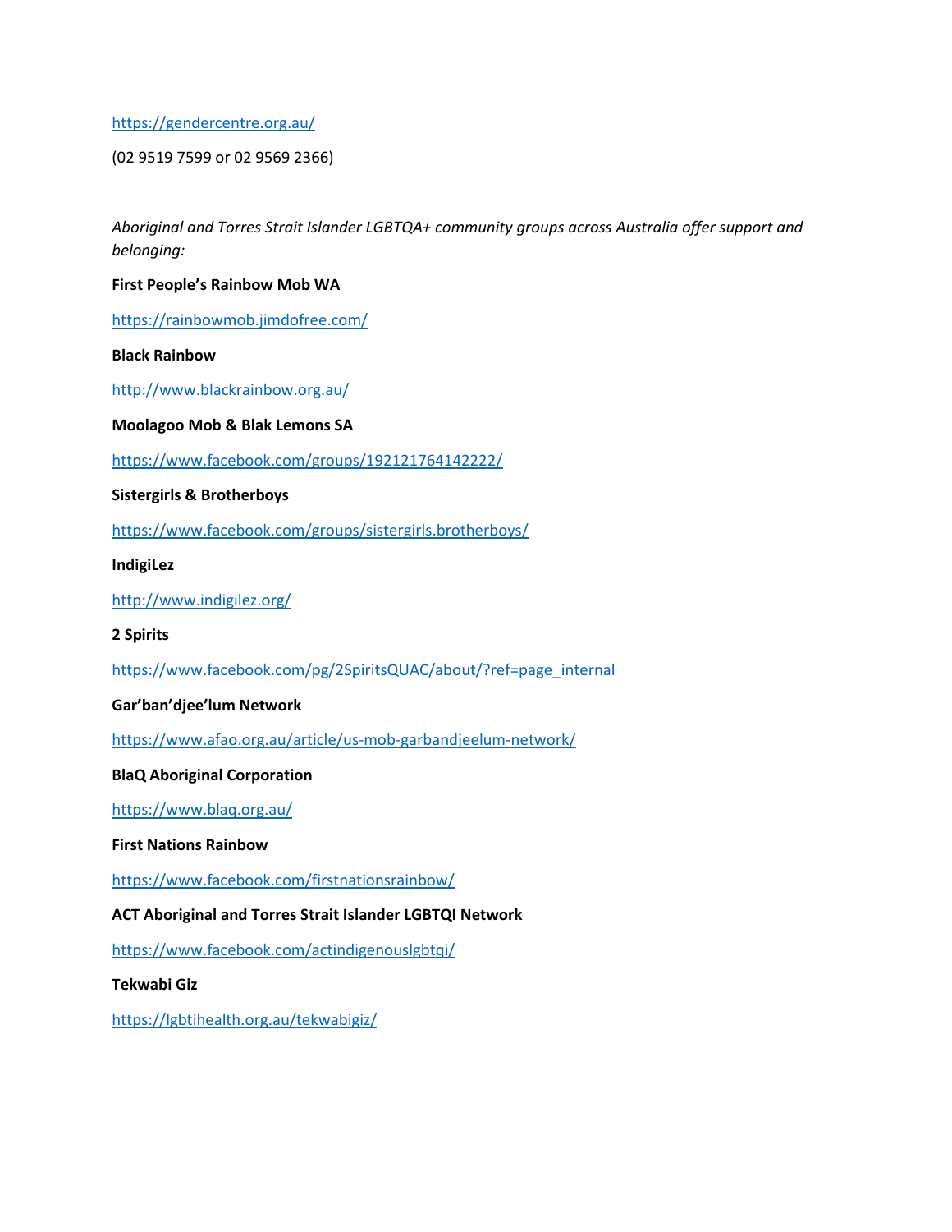https://gendercentre.org.au/

(02 9519 7599 or 02 9569 2366)

*Aboriginal and Torres Strait Islander LGBTQA+ community groups across Australia offer support and belonging:*

**First People's Rainbow Mob WA**

https://rainbowmob.jimdofree.com/

**Black Rainbow**

http://www.blackrainbow.org.au/

**Moolagoo Mob & Blak Lemons SA**

https://www.facebook.com/groups/192121764142222/

**Sistergirls & Brotherboys**

https://www.facebook.com/groups/sistergirls.brotherboys/

**IndigiLez**

http://www.indigilez.org/

**2 Spirits**

https://www.facebook.com/pg/2SpiritsQUAC/about/?ref=page_internal

**Gar'ban'djee'lum Network**

https://www.afao.org.au/article/us-mob-garbandjeelum-network/

**BlaQ Aboriginal Corporation**

https://www.blaq.org.au/

**First Nations Rainbow**

https://www.facebook.com/firstnationsrainbow/

**ACT Aboriginal and Torres Strait Islander LGBTQI Network**

https://www.facebook.com/actindigenouslgbtqi/

**Tekwabi Giz**

https://lgbtihealth.org.au/tekwabigiz/